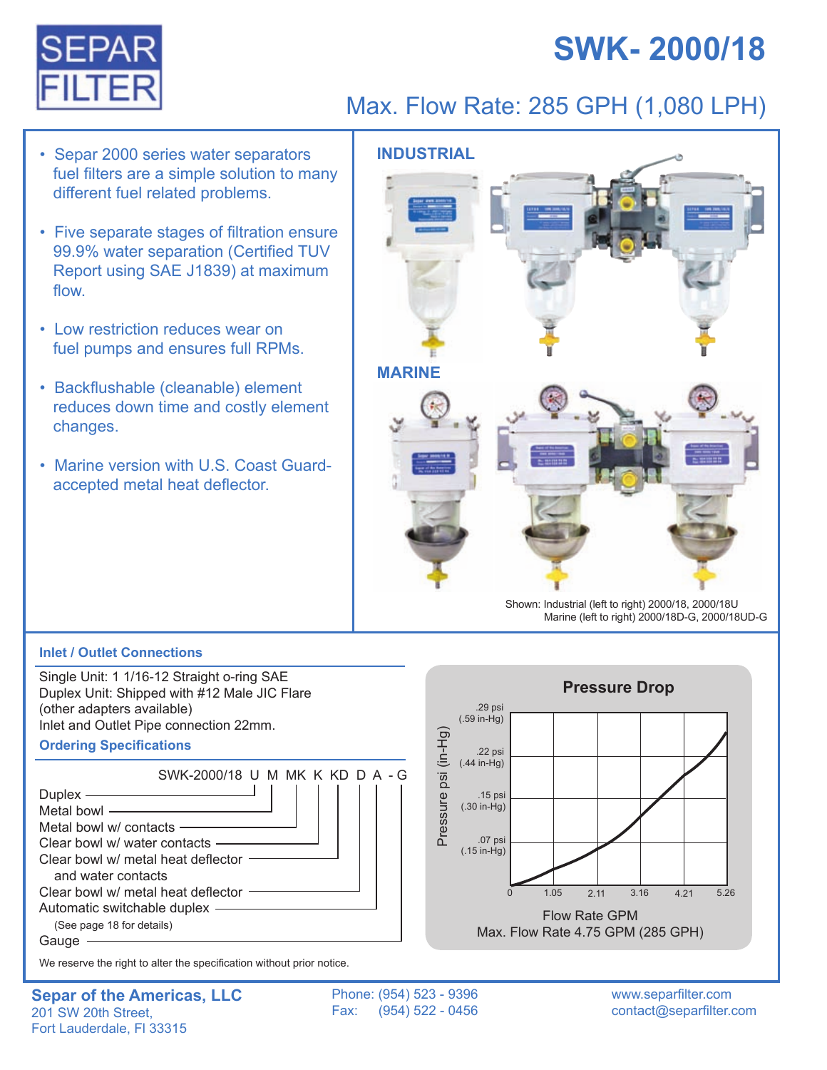# SEPAR FILTER

# SWK- 2000/18

## Max. Flow Rate: 285 GPH (1,080 LPH)

- Separ 2000 series water separators fuel filters are a simple solution to many different fuel related problems.
- Five separate stages of filtration ensure 99.9% water separation (Certified TUV Report using SAE J1839) at maximum flow.
- Low restriction reduces wear on fuel pumps and ensures full RPMs.
- Backflushable (cleanable) element reduces down time and costly element changes.
- Marine version with U.S. Coast Guard-accepted metal heat deflector.

**INDUSTRIAL**

**MARINE**

Shown: Industrial (left to right) 2000/18, 2000/18U
Marine (left to right) 2000/18D-G, 2000/18UD-G

### Inlet / Outlet Connections

Single Unit: 1 1/16-12 Straight o-ring SAE
Duplex Unit: Shipped with #12 Male JIC Flare
(other adapters available)
Inlet and Outlet Pipe connection 22mm.

### Ordering Specifications

SWK-2000/18 U M MK K KD D A - G

- Duplex (U)
- Metal bowl (M)
- Metal bowl w/ contacts (MK)
- Clear bowl w/ water contacts (K)
- Clear bowl w/ metal heat deflector and water contacts (KD)
- Clear bowl w/ metal heat deflector (D)
- Automatic switchable duplex (A) (See page 18 for details)
- Gauge (G)

### Pressure Drop

Pressure psi (in-Hg): .07 psi (.15 in-Hg), .15 psi (.30 in-Hg), .22 psi (.44 in-Hg), .29 psi (.59 in-Hg)

Flow Rate GPM: 0, 1.05, 2.11, 3.16, 4.21, 5.26

Max. Flow Rate 4.75 GPM (285 GPH)

We reserve the right to alter the specification without prior notice.

**Separ of the Americas, LLC**
201 SW 20th Street,
Fort Lauderdale, Fl 33315

Phone: (954) 523 - 9396
Fax: (954) 522 - 0456

www.separfilter.com
contact@separfilter.com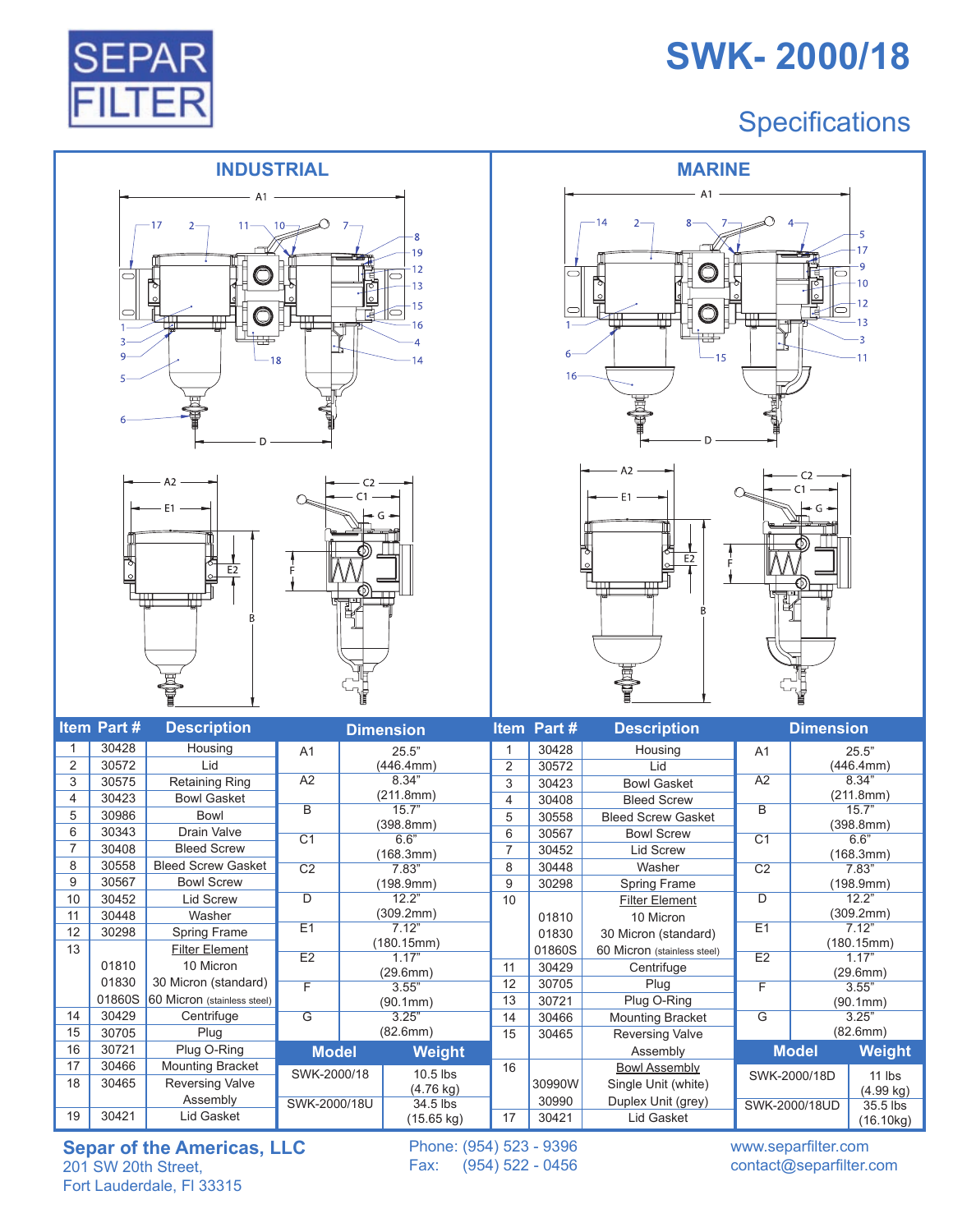# SWK- 2000/18

## Specifications

### INDUSTRIAL

| Item | Part # | Description |
|---|---|---|
| 1 | 30428 | Housing |
| 2 | 30572 | Lid |
| 3 | 30575 | Retaining Ring |
| 4 | 30423 | Bowl Gasket |
| 5 | 30986 | Bowl |
| 6 | 30343 | Drain Valve |
| 7 | 30408 | Bleed Screw |
| 8 | 30558 | Bleed Screw Gasket |
| 9 | 30567 | Bowl Screw |
| 10 | 30452 | Lid Screw |
| 11 | 30448 | Washer |
| 12 | 30298 | Spring Frame |
| 13 | | Filter Element |
| | 01810 | 10 Micron |
| | 01830 | 30 Micron (standard) |
| | 01860S | 60 Micron (stainless steel) |
| 14 | 30429 | Centrifuge |
| 15 | 30705 | Plug |
| 16 | 30721 | Plug O-Ring |
| 17 | 30466 | Mounting Bracket |
| 18 | 30465 | Reversing Valve Assembly |
| 19 | 30421 | Lid Gasket |

| Dimension | |
|---|---|
| A1 | 25.5" (446.4mm) |
| A2 | 8.34" (211.8mm) |
| B | 15.7" (398.8mm) |
| C1 | 6.6" (168.3mm) |
| C2 | 7.83" (198.9mm) |
| D | 12.2" (309.2mm) |
| E1 | 7.12" (180.15mm) |
| E2 | 1.17" (29.6mm) |
| F | 3.55" (90.1mm) |
| G | 3.25" (82.6mm) |

| Model | Weight |
|---|---|
| SWK-2000/18 | 10.5 lbs (4.76 kg) |
| SWK-2000/18U | 34.5 lbs (15.65 kg) |

### MARINE

| Item | Part # | Description |
|---|---|---|
| 1 | 30428 | Housing |
| 2 | 30572 | Lid |
| 3 | 30423 | Bowl Gasket |
| 4 | 30408 | Bleed Screw |
| 5 | 30558 | Bleed Screw Gasket |
| 6 | 30567 | Bowl Screw |
| 7 | 30452 | Lid Screw |
| 8 | 30448 | Washer |
| 9 | 30298 | Spring Frame |
| 10 | | Filter Element |
| | 01810 | 10 Micron |
| | 01830 | 30 Micron (standard) |
| | 01860S | 60 Micron (stainless steel) |
| 11 | 30429 | Centrifuge |
| 12 | 30705 | Plug |
| 13 | 30721 | Plug O-Ring |
| 14 | 30466 | Mounting Bracket |
| 15 | 30465 | Reversing Valve Assembly |
| 16 | | Bowl Assembly |
| | 30990W | Single Unit (white) |
| | 30990 | Duplex Unit (grey) |
| 17 | 30421 | Lid Gasket |

| Dimension | |
|---|---|
| A1 | 25.5" (446.4mm) |
| A2 | 8.34" (211.8mm) |
| B | 15.7" (398.8mm) |
| C1 | 6.6" (168.3mm) |
| C2 | 7.83" (198.9mm) |
| D | 12.2" (309.2mm) |
| E1 | 7.12" (180.15mm) |
| E2 | 1.17" (29.6mm) |
| F | 3.55" (90.1mm) |
| G | 3.25" (82.6mm) |

| Model | Weight |
|---|---|
| SWK-2000/18D | 11 lbs (4.99 kg) |
| SWK-2000/18UD | 35.5 lbs (16.10kg) |

**Separ of the Americas, LLC**
201 SW 20th Street,
Fort Lauderdale, Fl 33315

Phone: (954) 523 - 9396
Fax: (954) 522 - 0456

www.separfilter.com
contact@separfilter.com